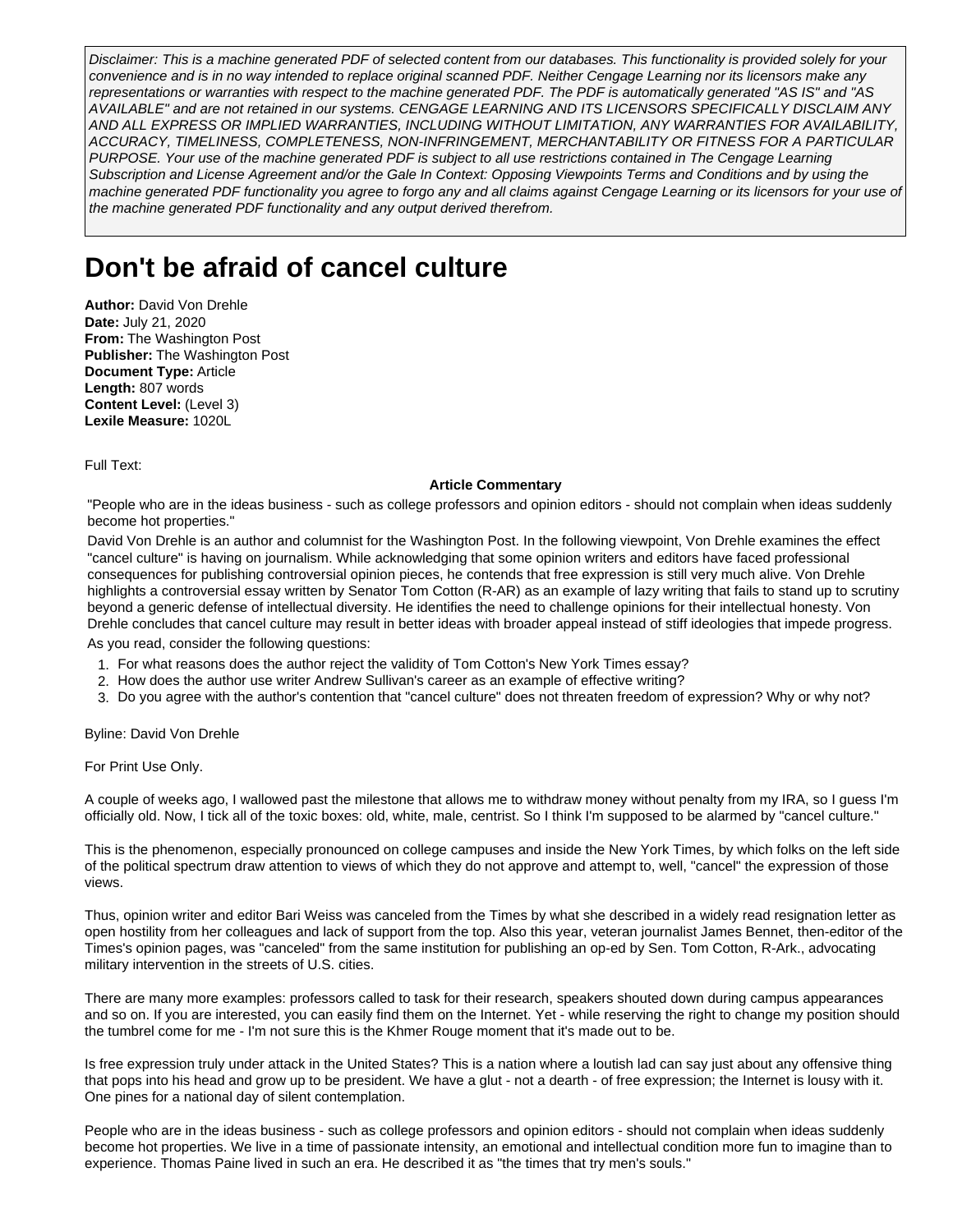Disclaimer: This is a machine generated PDF of selected content from our databases. This functionality is provided solely for your convenience and is in no way intended to replace original scanned PDF. Neither Cengage Learning nor its licensors make any representations or warranties with respect to the machine generated PDF. The PDF is automatically generated "AS IS" and "AS AVAILABLE" and are not retained in our systems. CENGAGE LEARNING AND ITS LICENSORS SPECIFICALLY DISCLAIM ANY AND ALL EXPRESS OR IMPLIED WARRANTIES, INCLUDING WITHOUT LIMITATION, ANY WARRANTIES FOR AVAILABILITY, ACCURACY, TIMELINESS, COMPLETENESS, NON-INFRINGEMENT, MERCHANTABILITY OR FITNESS FOR A PARTICULAR PURPOSE. Your use of the machine generated PDF is subject to all use restrictions contained in The Cengage Learning Subscription and License Agreement and/or the Gale In Context: Opposing Viewpoints Terms and Conditions and by using the machine generated PDF functionality you agree to forgo any and all claims against Cengage Learning or its licensors for your use of the machine generated PDF functionality and any output derived therefrom.

# Don't be afraid of cancel culture

**Author:** David Von Drehle
**Date:** July 21, 2020
**From:** The Washington Post
**Publisher:** The Washington Post
**Document Type:** Article
**Length:** 807 words
**Content Level:** (Level 3)
**Lexile Measure:** 1020L

Full Text:

**Article Commentary**

"People who are in the ideas business - such as college professors and opinion editors - should not complain when ideas suddenly become hot properties."

David Von Drehle is an author and columnist for the Washington Post. In the following viewpoint, Von Drehle examines the effect "cancel culture" is having on journalism. While acknowledging that some opinion writers and editors have faced professional consequences for publishing controversial opinion pieces, he contends that free expression is still very much alive. Von Drehle highlights a controversial essay written by Senator Tom Cotton (R-AR) as an example of lazy writing that fails to stand up to scrutiny beyond a generic defense of intellectual diversity. He identifies the need to challenge opinions for their intellectual honesty. Von Drehle concludes that cancel culture may result in better ideas with broader appeal instead of stiff ideologies that impede progress.

As you read, consider the following questions:

1. For what reasons does the author reject the validity of Tom Cotton's New York Times essay?
2. How does the author use writer Andrew Sullivan's career as an example of effective writing?
3. Do you agree with the author's contention that "cancel culture" does not threaten freedom of expression? Why or why not?

Byline: David Von Drehle

For Print Use Only.

A couple of weeks ago, I wallowed past the milestone that allows me to withdraw money without penalty from my IRA, so I guess I'm officially old. Now, I tick all of the toxic boxes: old, white, male, centrist. So I think I'm supposed to be alarmed by "cancel culture."

This is the phenomenon, especially pronounced on college campuses and inside the New York Times, by which folks on the left side of the political spectrum draw attention to views of which they do not approve and attempt to, well, "cancel" the expression of those views.

Thus, opinion writer and editor Bari Weiss was canceled from the Times by what she described in a widely read resignation letter as open hostility from her colleagues and lack of support from the top. Also this year, veteran journalist James Bennet, then-editor of the Times's opinion pages, was "canceled" from the same institution for publishing an op-ed by Sen. Tom Cotton, R-Ark., advocating military intervention in the streets of U.S. cities.

There are many more examples: professors called to task for their research, speakers shouted down during campus appearances and so on. If you are interested, you can easily find them on the Internet. Yet - while reserving the right to change my position should the tumbrel come for me - I'm not sure this is the Khmer Rouge moment that it's made out to be.

Is free expression truly under attack in the United States? This is a nation where a loutish lad can say just about any offensive thing that pops into his head and grow up to be president. We have a glut - not a dearth - of free expression; the Internet is lousy with it. One pines for a national day of silent contemplation.

People who are in the ideas business - such as college professors and opinion editors - should not complain when ideas suddenly become hot properties. We live in a time of passionate intensity, an emotional and intellectual condition more fun to imagine than to experience. Thomas Paine lived in such an era. He described it as "the times that try men's souls."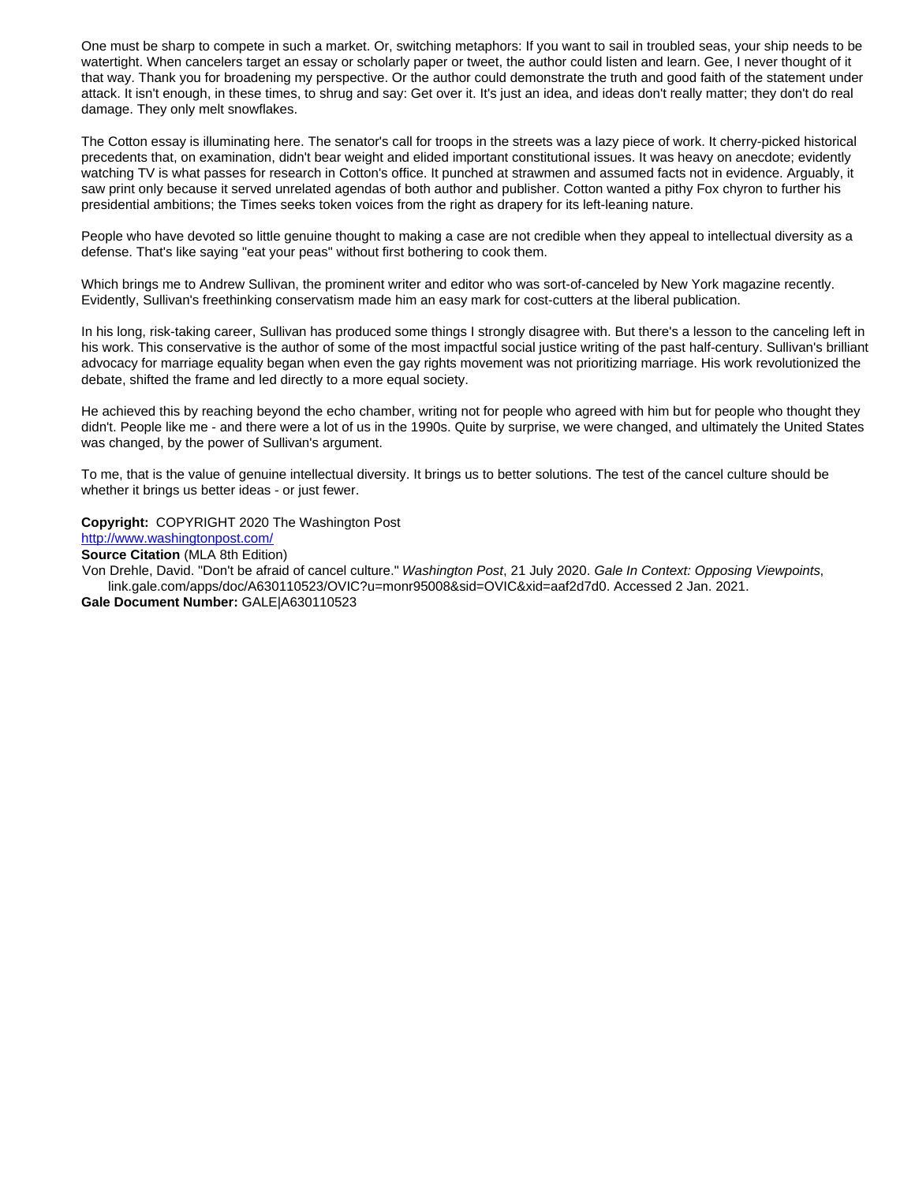One must be sharp to compete in such a market. Or, switching metaphors: If you want to sail in troubled seas, your ship needs to be watertight. When cancelers target an essay or scholarly paper or tweet, the author could listen and learn. Gee, I never thought of it that way. Thank you for broadening my perspective. Or the author could demonstrate the truth and good faith of the statement under attack. It isn't enough, in these times, to shrug and say: Get over it. It's just an idea, and ideas don't really matter; they don't do real damage. They only melt snowflakes.

The Cotton essay is illuminating here. The senator's call for troops in the streets was a lazy piece of work. It cherry-picked historical precedents that, on examination, didn't bear weight and elided important constitutional issues. It was heavy on anecdote; evidently watching TV is what passes for research in Cotton's office. It punched at strawmen and assumed facts not in evidence. Arguably, it saw print only because it served unrelated agendas of both author and publisher. Cotton wanted a pithy Fox chyron to further his presidential ambitions; the Times seeks token voices from the right as drapery for its left-leaning nature.

People who have devoted so little genuine thought to making a case are not credible when they appeal to intellectual diversity as a defense. That's like saying "eat your peas" without first bothering to cook them.

Which brings me to Andrew Sullivan, the prominent writer and editor who was sort-of-canceled by New York magazine recently. Evidently, Sullivan's freethinking conservatism made him an easy mark for cost-cutters at the liberal publication.

In his long, risk-taking career, Sullivan has produced some things I strongly disagree with. But there's a lesson to the canceling left in his work. This conservative is the author of some of the most impactful social justice writing of the past half-century. Sullivan's brilliant advocacy for marriage equality began when even the gay rights movement was not prioritizing marriage. His work revolutionized the debate, shifted the frame and led directly to a more equal society.

He achieved this by reaching beyond the echo chamber, writing not for people who agreed with him but for people who thought they didn't. People like me - and there were a lot of us in the 1990s. Quite by surprise, we were changed, and ultimately the United States was changed, by the power of Sullivan's argument.

To me, that is the value of genuine intellectual diversity. It brings us to better solutions. The test of the cancel culture should be whether it brings us better ideas - or just fewer.

**Copyright:** COPYRIGHT 2020 The Washington Post
http://www.washingtonpost.com/
**Source Citation** (MLA 8th Edition)
Von Drehle, David. "Don't be afraid of cancel culture." *Washington Post*, 21 July 2020. *Gale In Context: Opposing Viewpoints*, link.gale.com/apps/doc/A630110523/OVIC?u=monr95008&sid=OVIC&xid=aaf2d7d0. Accessed 2 Jan. 2021.
**Gale Document Number:** GALE|A630110523